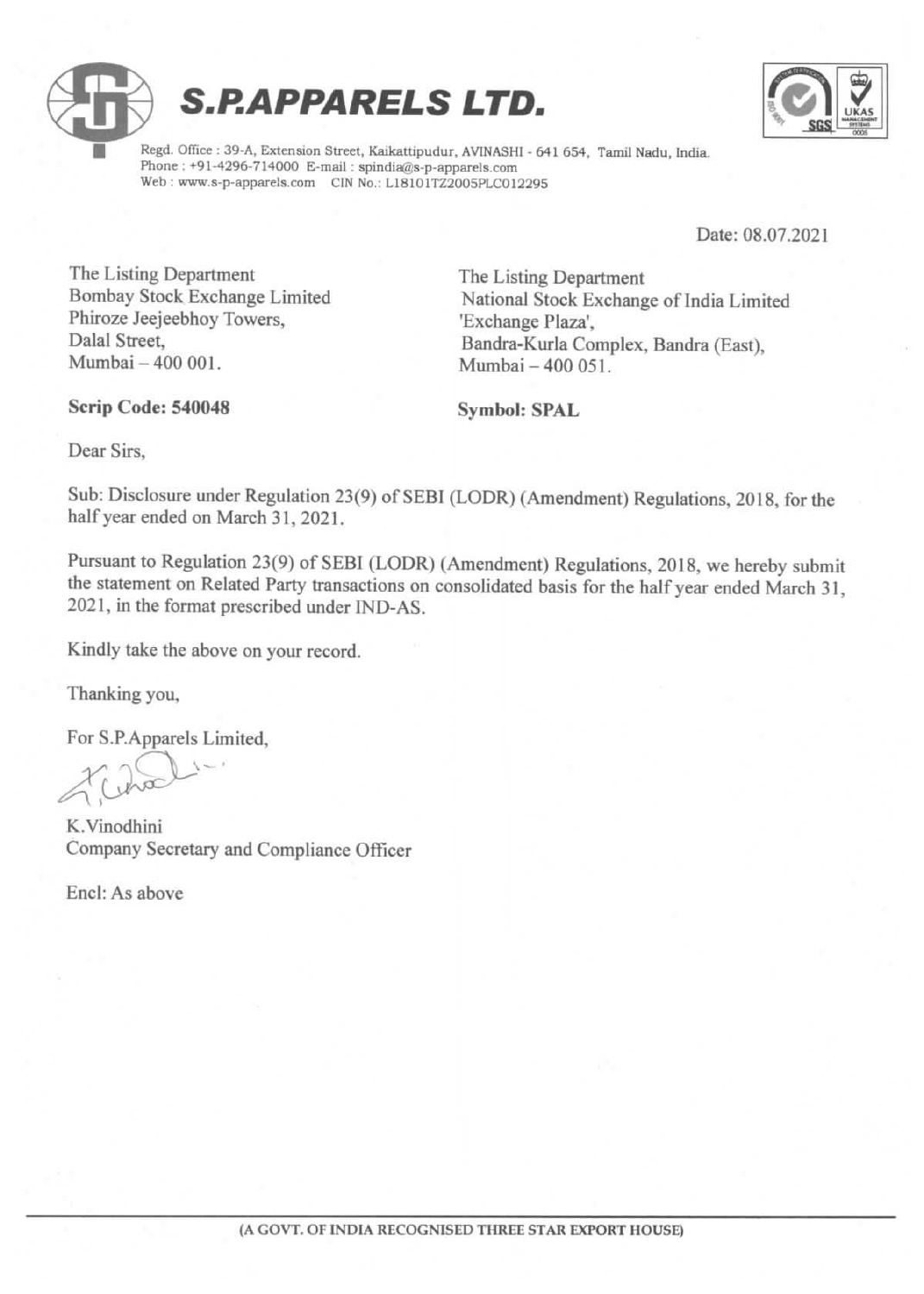# S.P.APPARELS LTD.

Regd. Office : 39-A, Extension Street, Kaikattipudur, AVINASHI - 641 654, Tamil Nadu, India.
Phone : +91-4296-714000 E-mail : spindia@s-p-apparels.com
Web : www.s-p-apparels.com CIN No.: L18101TZ2005PLC012295

Date: 08.07.2021

The Listing Department
Bombay Stock Exchange Limited
Phiroze Jeejeebhoy Towers,
Dalal Street,
Mumbai – 400 001.

**Scrip Code: 540048**

The Listing Department
National Stock Exchange of India Limited
'Exchange Plaza',
Bandra-Kurla Complex, Bandra (East),
Mumbai – 400 051.

**Symbol: SPAL**

Dear Sirs,

Sub: Disclosure under Regulation 23(9) of SEBI (LODR) (Amendment) Regulations, 2018, for the half year ended on March 31, 2021.

Pursuant to Regulation 23(9) of SEBI (LODR) (Amendment) Regulations, 2018, we hereby submit the statement on Related Party transactions on consolidated basis for the half year ended March 31, 2021, in the format prescribed under IND-AS.

Kindly take the above on your record.

Thanking you,

For S.P.Apparels Limited,

K.Vinodhini
Company Secretary and Compliance Officer

Encl: As above

(A GOVT. OF INDIA RECOGNISED THREE STAR EXPORT HOUSE)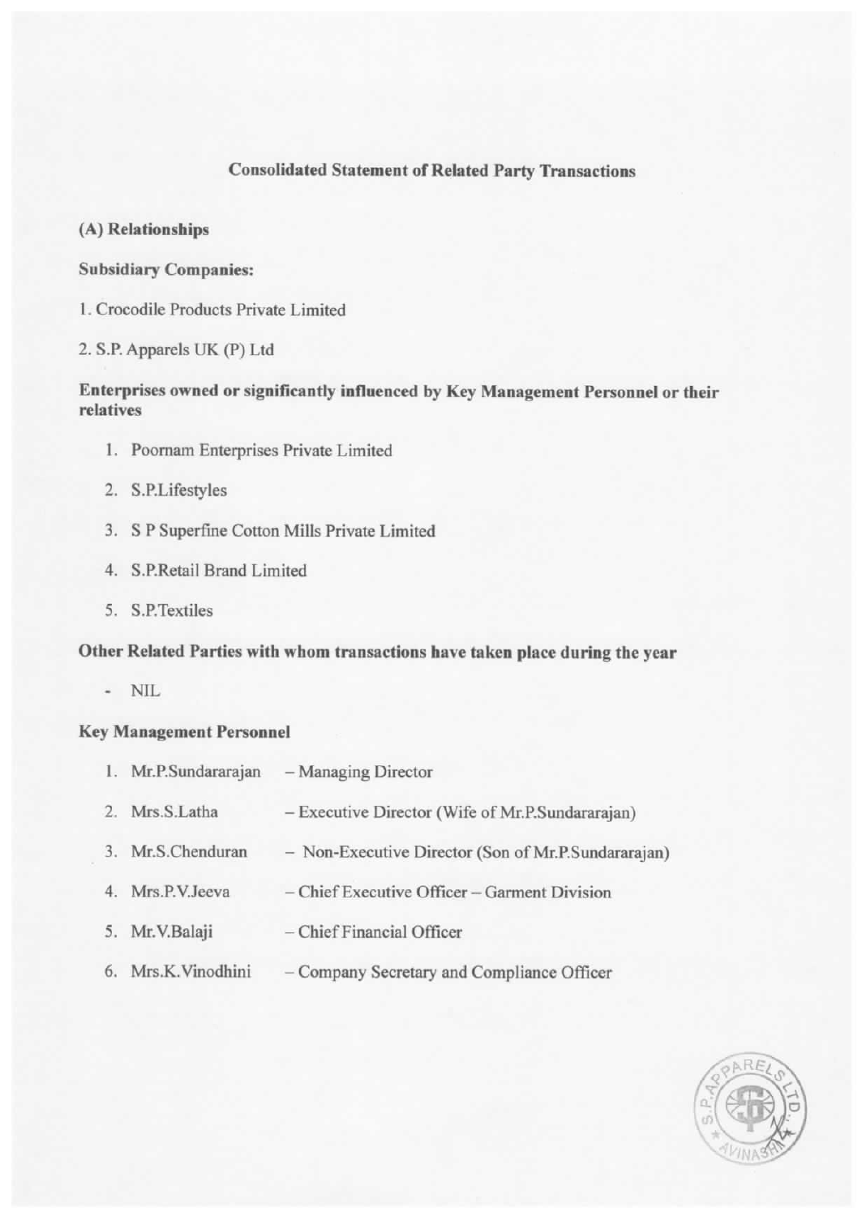## Consolidated Statement of Related Party Transactions

### (A) Relationships

**Subsidiary Companies:**

1. Crocodile Products Private Limited

2. S.P. Apparels UK (P) Ltd

**Enterprises owned or significantly influenced by Key Management Personnel or their relatives**

1. Poornam Enterprises Private Limited
2. S.P.Lifestyles
3. S P Superfine Cotton Mills Private Limited
4. S.P.Retail Brand Limited
5. S.P.Textiles

**Other Related Parties with whom transactions have taken place during the year**

- NIL

**Key Management Personnel**

1. Mr.P.Sundararajan – Managing Director
2. Mrs.S.Latha – Executive Director (Wife of Mr.P.Sundararajan)
3. Mr.S.Chenduran – Non-Executive Director (Son of Mr.P.Sundararajan)
4. Mrs.P.V.Jeeva – Chief Executive Officer – Garment Division
5. Mr.V.Balaji – Chief Financial Officer
6. Mrs.K.Vinodhini – Company Secretary and Compliance Officer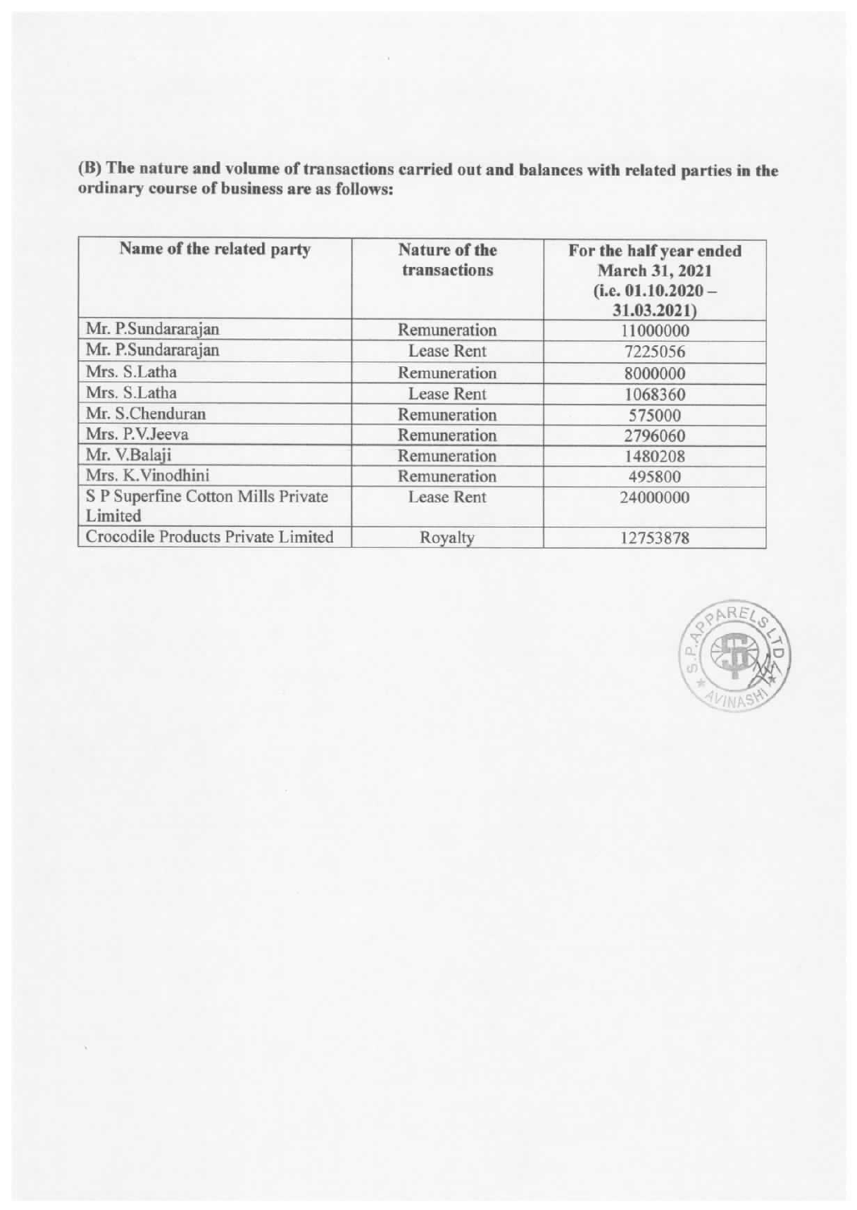**(B) The nature and volume of transactions carried out and balances with related parties in the ordinary course of business are as follows:**

| Name of the related party | Nature of the transactions | For the half year ended March 31, 2021 (i.e. 01.10.2020 – 31.03.2021) |
|---|---|---|
| Mr. P.Sundararajan | Remuneration | 11000000 |
| Mr. P.Sundararajan | Lease Rent | 7225056 |
| Mrs. S.Latha | Remuneration | 8000000 |
| Mrs. S.Latha | Lease Rent | 1068360 |
| Mr. S.Chenduran | Remuneration | 575000 |
| Mrs. P.V.Jeeva | Remuneration | 2796060 |
| Mr. V.Balaji | Remuneration | 1480208 |
| Mrs. K.Vinodhini | Remuneration | 495800 |
| S P Superfine Cotton Mills Private Limited | Lease Rent | 24000000 |
| Crocodile Products Private Limited | Royalty | 12753878 |